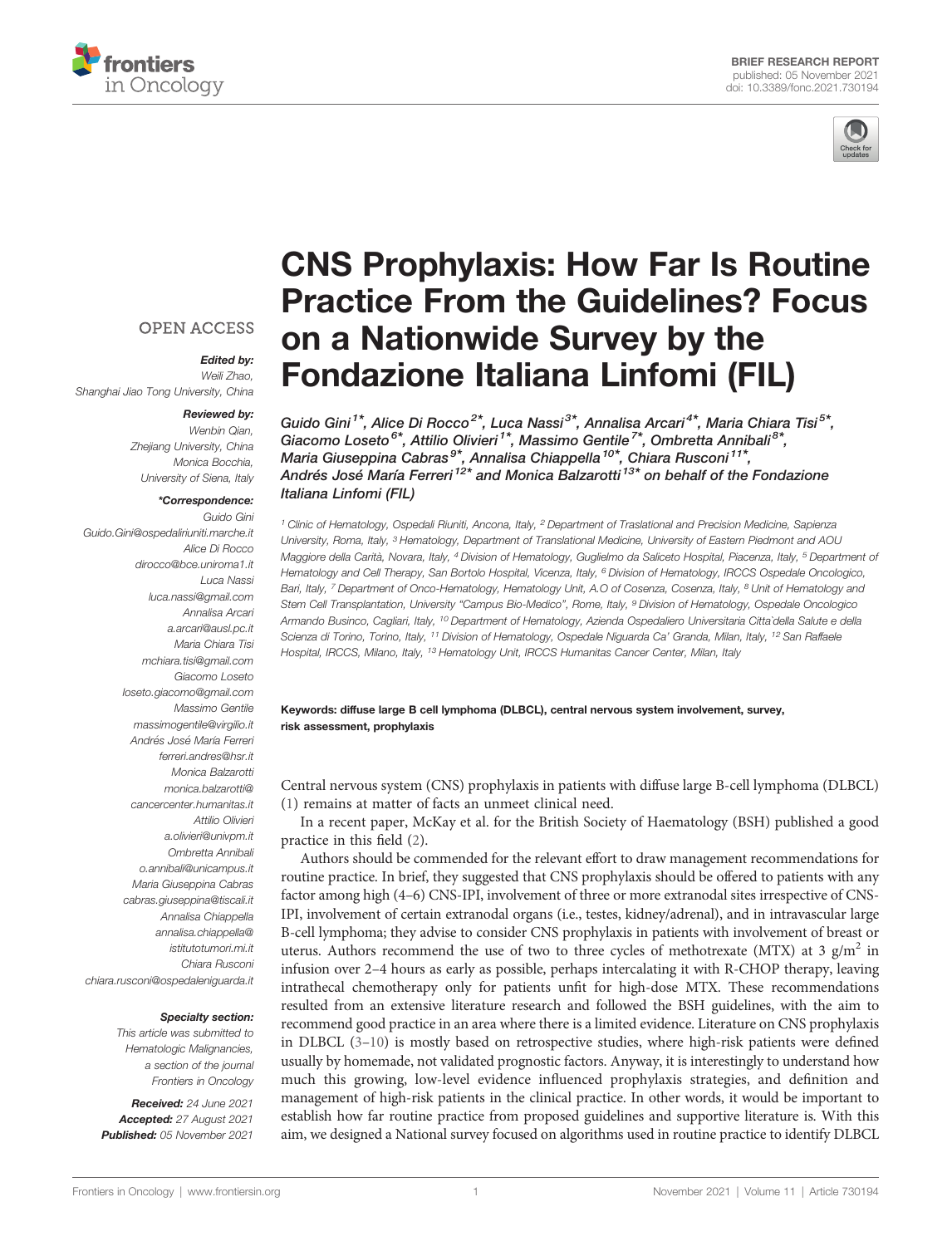BRIEF RESEARCH REPORT
published: 05 November 2021
doi: 10.3389/fonc.2021.730194

# CNS Prophylaxis: How Far Is Routine Practice From the Guidelines? Focus on a Nationwide Survey by the Fondazione Italiana Linfomi (FIL)

Guido Gini[1*], Alice Di Rocco[2*], Luca Nassi[3*], Annalisa Arcari[4*], Maria Chiara Tisi[5*], Giacomo Loseto[6*], Attilio Olivieri[1*], Massimo Gentile[7*], Ombretta Annibali[8*], Maria Giuseppina Cabras[9*], Annalisa Chiappella[10*], Chiara Rusconi[11*], Andrés José María Ferreri[12*] and Monica Balzarotti[13*] on behalf of the Fondazione Italiana Linfomi (FIL)

[1] Clinic of Hematology, Ospedali Riuniti, Ancona, Italy, [2] Department of Traslational and Precision Medicine, Sapienza University, Roma, Italy, [3] Hematology, Department of Translational Medicine, University of Eastern Piedmont and AOU Maggiore della Carità, Novara, Italy, [4] Division of Hematology, Guglielmo da Saliceto Hospital, Piacenza, Italy, [5] Department of Hematology and Cell Therapy, San Bortolo Hospital, Vicenza, Italy, [6] Division of Hematology, IRCCS Ospedale Oncologico, Bari, Italy, [7] Department of Onco-Hematology, Hematology Unit, A.O of Cosenza, Cosenza, Italy, [8] Unit of Hematology and Stem Cell Transplantation, University "Campus Bio-Medico", Rome, Italy, [9] Division of Hematology, Ospedale Oncologico Armando Businco, Cagliari, Italy, [10] Department of Hematology, Azienda Ospedaliero Universitaria Citta`della Salute e della Scienza di Torino, Torino, Italy, [11] Division of Hematology, Ospedale Niguarda Ca' Granda, Milan, Italy, [12] San Raffaele Hospital, IRCCS, Milano, Italy, [13] Hematology Unit, IRCCS Humanitas Cancer Center, Milan, Italy

OPEN ACCESS

*Edited by:*
Weili Zhao,
Shanghai Jiao Tong University, China

*Reviewed by:*
Wenbin Qian,
Zhejiang University, China
Monica Bocchia,
University of Siena, Italy

*\*Correspondence:*
Guido Gini
Guido.Gini@ospedaliriuniti.marche.it
Alice Di Rocco
dirocco@bce.uniroma1.it
Luca Nassi
luca.nassi@gmail.com
Annalisa Arcari
a.arcari@ausl.pc.it
Maria Chiara Tisi
mchiara.tisi@gmail.com
Giacomo Loseto
loseto.giacomo@gmail.com
Massimo Gentile
massimogentile@virgilio.it
Andrés José María Ferreri
ferreri.andres@hsr.it
Monica Balzarotti
monica.balzarotti@cancercenter.humanitas.it
Attilio Olivieri
a.olivieri@univpm.it
Ombretta Annibali
o.annibali@unicampus.it
Maria Giuseppina Cabras
cabras.giuseppina@tiscali.it
Annalisa Chiappella
annalisa.chiappella@istitutotumori.mi.it
Chiara Rusconi
chiara.rusconi@ospedaleniguarda.it

*Specialty section:*
This article was submitted to Hematologic Malignancies, a section of the journal Frontiers in Oncology

**Received:** 24 June 2021
**Accepted:** 27 August 2021
**Published:** 05 November 2021

**Keywords: diffuse large B cell lymphoma (DLBCL), central nervous system involvement, survey, risk assessment, prophylaxis**

Central nervous system (CNS) prophylaxis in patients with diffuse large B-cell lymphoma (DLBCL) (1) remains at matter of facts an unmeet clinical need.

In a recent paper, McKay et al. for the British Society of Haematology (BSH) published a good practice in this field (2).

Authors should be commended for the relevant effort to draw management recommendations for routine practice. In brief, they suggested that CNS prophylaxis should be offered to patients with any factor among high (4–6) CNS-IPI, involvement of three or more extranodal sites irrespective of CNS-IPI, involvement of certain extranodal organs (i.e., testes, kidney/adrenal), and in intravascular large B-cell lymphoma; they advise to consider CNS prophylaxis in patients with involvement of breast or uterus. Authors recommend the use of two to three cycles of methotrexate (MTX) at 3 g/$m^2$ in infusion over 2–4 hours as early as possible, perhaps intercalating it with R-CHOP therapy, leaving intrathecal chemotherapy only for patients unfit for high-dose MTX. These recommendations resulted from an extensive literature research and followed the BSH guidelines, with the aim to recommend good practice in an area where there is a limited evidence. Literature on CNS prophylaxis in DLBCL (3–10) is mostly based on retrospective studies, where high-risk patients were defined usually by homemade, not validated prognostic factors. Anyway, it is interestingly to understand how much this growing, low-level evidence influenced prophylaxis strategies, and definition and management of high-risk patients in the clinical practice. In other words, it would be important to establish how far routine practice from proposed guidelines and supportive literature is. With this aim, we designed a National survey focused on algorithms used in routine practice to identify DLBCL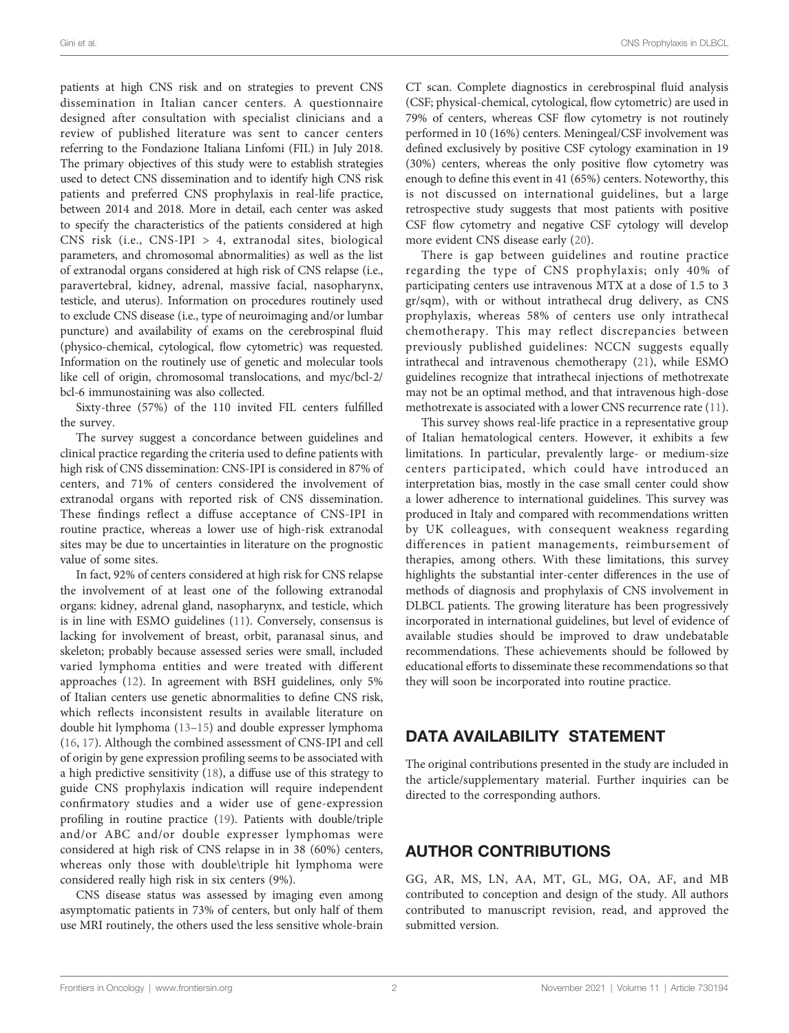patients at high CNS risk and on strategies to prevent CNS dissemination in Italian cancer centers. A questionnaire designed after consultation with specialist clinicians and a review of published literature was sent to cancer centers referring to the Fondazione Italiana Linfomi (FIL) in July 2018. The primary objectives of this study were to establish strategies used to detect CNS dissemination and to identify high CNS risk patients and preferred CNS prophylaxis in real-life practice, between 2014 and 2018. More in detail, each center was asked to specify the characteristics of the patients considered at high CNS risk (i.e., CNS-IPI > 4, extranodal sites, biological parameters, and chromosomal abnormalities) as well as the list of extranodal organs considered at high risk of CNS relapse (i.e., paravertebral, kidney, adrenal, massive facial, nasopharynx, testicle, and uterus). Information on procedures routinely used to exclude CNS disease (i.e., type of neuroimaging and/or lumbar puncture) and availability of exams on the cerebrospinal fluid (physico-chemical, cytological, flow cytometric) was requested. Information on the routinely use of genetic and molecular tools like cell of origin, chromosomal translocations, and myc/bcl-2/bcl-6 immunostaining was also collected.

Sixty-three (57%) of the 110 invited FIL centers fulfilled the survey.

The survey suggest a concordance between guidelines and clinical practice regarding the criteria used to define patients with high risk of CNS dissemination: CNS-IPI is considered in 87% of centers, and 71% of centers considered the involvement of extranodal organs with reported risk of CNS dissemination. These findings reflect a diffuse acceptance of CNS-IPI in routine practice, whereas a lower use of high-risk extranodal sites may be due to uncertainties in literature on the prognostic value of some sites.

In fact, 92% of centers considered at high risk for CNS relapse the involvement of at least one of the following extranodal organs: kidney, adrenal gland, nasopharynx, and testicle, which is in line with ESMO guidelines (11). Conversely, consensus is lacking for involvement of breast, orbit, paranasal sinus, and skeleton; probably because assessed series were small, included varied lymphoma entities and were treated with different approaches (12). In agreement with BSH guidelines, only 5% of Italian centers use genetic abnormalities to define CNS risk, which reflects inconsistent results in available literature on double hit lymphoma (13–15) and double expresser lymphoma (16, 17). Although the combined assessment of CNS-IPI and cell of origin by gene expression profiling seems to be associated with a high predictive sensitivity (18), a diffuse use of this strategy to guide CNS prophylaxis indication will require independent confirmatory studies and a wider use of gene-expression profiling in routine practice (19). Patients with double/triple and/or ABC and/or double expresser lymphomas were considered at high risk of CNS relapse in in 38 (60%) centers, whereas only those with double\triple hit lymphoma were considered really high risk in six centers (9%).

CNS disease status was assessed by imaging even among asymptomatic patients in 73% of centers, but only half of them use MRI routinely, the others used the less sensitive whole-brain CT scan. Complete diagnostics in cerebrospinal fluid analysis (CSF; physical-chemical, cytological, flow cytometric) are used in 79% of centers, whereas CSF flow cytometry is not routinely performed in 10 (16%) centers. Meningeal/CSF involvement was defined exclusively by positive CSF cytology examination in 19 (30%) centers, whereas the only positive flow cytometry was enough to define this event in 41 (65%) centers. Noteworthy, this is not discussed on international guidelines, but a large retrospective study suggests that most patients with positive CSF flow cytometry and negative CSF cytology will develop more evident CNS disease early (20).

There is gap between guidelines and routine practice regarding the type of CNS prophylaxis; only 40% of participating centers use intravenous MTX at a dose of 1.5 to 3 gr/sqm), with or without intrathecal drug delivery, as CNS prophylaxis, whereas 58% of centers use only intrathecal chemotherapy. This may reflect discrepancies between previously published guidelines: NCCN suggests equally intrathecal and intravenous chemotherapy (21), while ESMO guidelines recognize that intrathecal injections of methotrexate may not be an optimal method, and that intravenous high-dose methotrexate is associated with a lower CNS recurrence rate (11).

This survey shows real-life practice in a representative group of Italian hematological centers. However, it exhibits a few limitations. In particular, prevalently large- or medium-size centers participated, which could have introduced an interpretation bias, mostly in the case small center could show a lower adherence to international guidelines. This survey was produced in Italy and compared with recommendations written by UK colleagues, with consequent weakness regarding differences in patient managements, reimbursement of therapies, among others. With these limitations, this survey highlights the substantial inter-center differences in the use of methods of diagnosis and prophylaxis of CNS involvement in DLBCL patients. The growing literature has been progressively incorporated in international guidelines, but level of evidence of available studies should be improved to draw undebatable recommendations. These achievements should be followed by educational efforts to disseminate these recommendations so that they will soon be incorporated into routine practice.

## DATA AVAILABILITY STATEMENT

The original contributions presented in the study are included in the article/supplementary material. Further inquiries can be directed to the corresponding authors.

## AUTHOR CONTRIBUTIONS

GG, AR, MS, LN, AA, MT, GL, MG, OA, AF, and MB contributed to conception and design of the study. All authors contributed to manuscript revision, read, and approved the submitted version.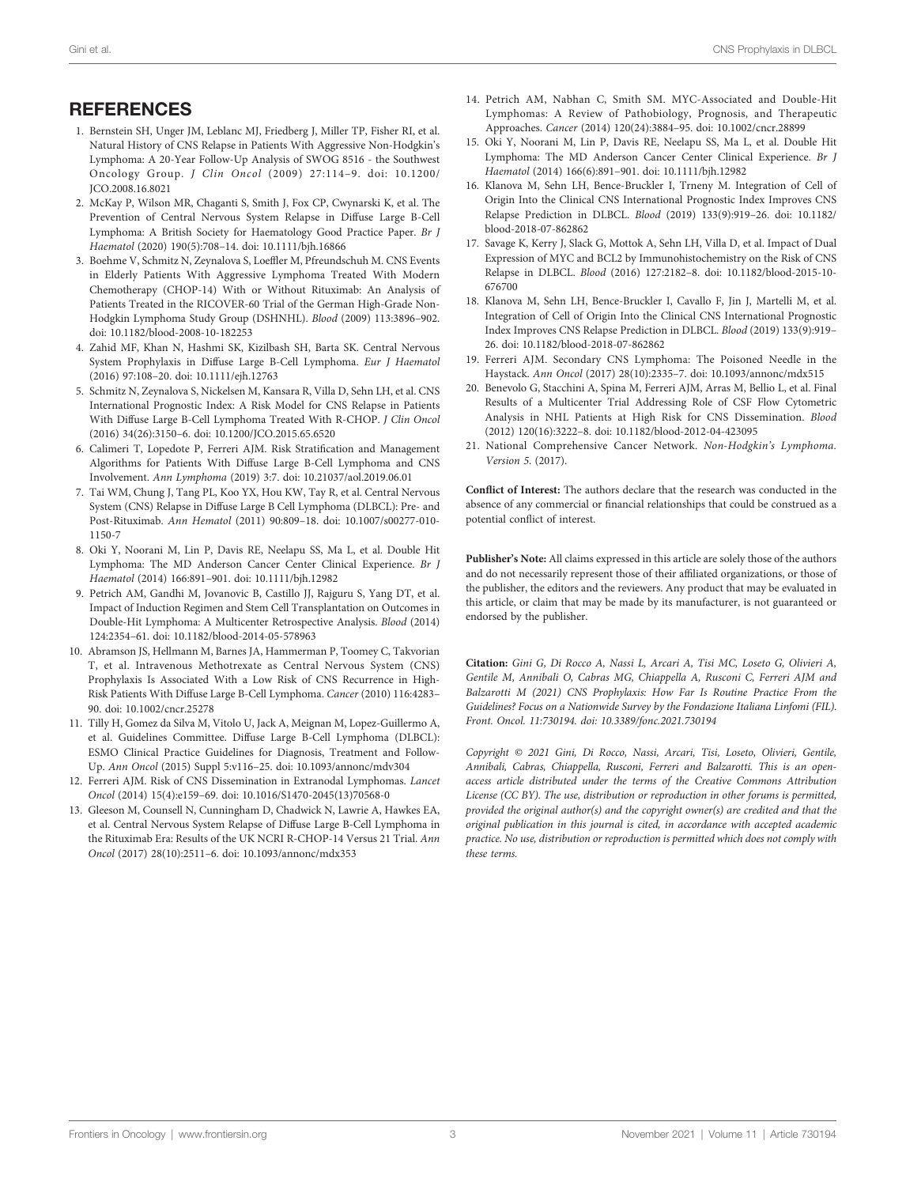## REFERENCES

1. Bernstein SH, Unger JM, Leblanc MJ, Friedberg J, Miller TP, Fisher RI, et al. Natural History of CNS Relapse in Patients With Aggressive Non-Hodgkin's Lymphoma: A 20-Year Follow-Up Analysis of SWOG 8516 - the Southwest Oncology Group. *J Clin Oncol* (2009) 27:114–9. doi: 10.1200/JCO.2008.16.8021
2. McKay P, Wilson MR, Chaganti S, Smith J, Fox CP, Cwynarski K, et al. The Prevention of Central Nervous System Relapse in Diffuse Large B-Cell Lymphoma: A British Society for Haematology Good Practice Paper. *Br J Haematol* (2020) 190(5):708–14. doi: 10.1111/bjh.16866
3. Boehme V, Schmitz N, Zeynalova S, Loeffler M, Pfreundschuh M. CNS Events in Elderly Patients With Aggressive Lymphoma Treated With Modern Chemotherapy (CHOP-14) With or Without Rituximab: An Analysis of Patients Treated in the RICOVER-60 Trial of the German High-Grade Non-Hodgkin Lymphoma Study Group (DSHNHL). *Blood* (2009) 113:3896–902. doi: 10.1182/blood-2008-10-182253
4. Zahid MF, Khan N, Hashmi SK, Kizilbash SH, Barta SK. Central Nervous System Prophylaxis in Diffuse Large B-Cell Lymphoma. *Eur J Haematol* (2016) 97:108–20. doi: 10.1111/ejh.12763
5. Schmitz N, Zeynalova S, Nickelsen M, Kansara R, Villa D, Sehn LH, et al. CNS International Prognostic Index: A Risk Model for CNS Relapse in Patients With Diffuse Large B-Cell Lymphoma Treated With R-CHOP. *J Clin Oncol* (2016) 34(26):3150–6. doi: 10.1200/JCO.2015.65.6520
6. Calimeri T, Lopedote P, Ferreri AJM. Risk Stratification and Management Algorithms for Patients With Diffuse Large B-Cell Lymphoma and CNS Involvement. *Ann Lymphoma* (2019) 3:7. doi: 10.21037/aol.2019.06.01
7. Tai WM, Chung J, Tang PL, Koo YX, Hou KW, Tay R, et al. Central Nervous System (CNS) Relapse in Diffuse Large B Cell Lymphoma (DLBCL): Pre- and Post-Rituximab. *Ann Hematol* (2011) 90:809–18. doi: 10.1007/s00277-010-1150-7
8. Oki Y, Noorani M, Lin P, Davis RE, Neelapu SS, Ma L, et al. Double Hit Lymphoma: The MD Anderson Cancer Center Clinical Experience. *Br J Haematol* (2014) 166:891–901. doi: 10.1111/bjh.12982
9. Petrich AM, Gandhi M, Jovanovic B, Castillo JJ, Rajguru S, Yang DT, et al. Impact of Induction Regimen and Stem Cell Transplantation on Outcomes in Double-Hit Lymphoma: A Multicenter Retrospective Analysis. *Blood* (2014) 124:2354–61. doi: 10.1182/blood-2014-05-578963
10. Abramson JS, Hellmann M, Barnes JA, Hammerman P, Toomey C, Takvorian T, et al. Intravenous Methotrexate as Central Nervous System (CNS) Prophylaxis Is Associated With a Low Risk of CNS Recurrence in High-Risk Patients With Diffuse Large B-Cell Lymphoma. *Cancer* (2010) 116:4283–90. doi: 10.1002/cncr.25278
11. Tilly H, Gomez da Silva M, Vitolo U, Jack A, Meignan M, Lopez-Guillermo A, et al. Guidelines Committee. Diffuse Large B-Cell Lymphoma (DLBCL): ESMO Clinical Practice Guidelines for Diagnosis, Treatment and Follow-Up. *Ann Oncol* (2015) Suppl 5:v116–25. doi: 10.1093/annonc/mdv304
12. Ferreri AJM. Risk of CNS Dissemination in Extranodal Lymphomas. *Lancet Oncol* (2014) 15(4):e159–69. doi: 10.1016/S1470-2045(13)70568-0
13. Gleeson M, Counsell N, Cunningham D, Chadwick N, Lawrie A, Hawkes EA, et al. Central Nervous System Relapse of Diffuse Large B-Cell Lymphoma in the Rituximab Era: Results of the UK NCRI R-CHOP-14 Versus 21 Trial. *Ann Oncol* (2017) 28(10):2511–6. doi: 10.1093/annonc/mdx353
14. Petrich AM, Nabhan C, Smith SM. MYC-Associated and Double-Hit Lymphomas: A Review of Pathobiology, Prognosis, and Therapeutic Approaches. *Cancer* (2014) 120(24):3884–95. doi: 10.1002/cncr.28899
15. Oki Y, Noorani M, Lin P, Davis RE, Neelapu SS, Ma L, et al. Double Hit Lymphoma: The MD Anderson Cancer Center Clinical Experience. *Br J Haematol* (2014) 166(6):891–901. doi: 10.1111/bjh.12982
16. Klanova M, Sehn LH, Bence-Bruckler I, Trneny M. Integration of Cell of Origin Into the Clinical CNS International Prognostic Index Improves CNS Relapse Prediction in DLBCL. *Blood* (2019) 133(9):919–26. doi: 10.1182/blood-2018-07-862862
17. Savage K, Kerry J, Slack G, Mottok A, Sehn LH, Villa D, et al. Impact of Dual Expression of MYC and BCL2 by Immunohistochemistry on the Risk of CNS Relapse in DLBCL. *Blood* (2016) 127:2182–8. doi: 10.1182/blood-2015-10-676700
18. Klanova M, Sehn LH, Bence-Bruckler I, Cavallo F, Jin J, Martelli M, et al. Integration of Cell of Origin Into the Clinical CNS International Prognostic Index Improves CNS Relapse Prediction in DLBCL. *Blood* (2019) 133(9):919–26. doi: 10.1182/blood-2018-07-862862
19. Ferreri AJM. Secondary CNS Lymphoma: The Poisoned Needle in the Haystack. *Ann Oncol* (2017) 28(10):2335–7. doi: 10.1093/annonc/mdx515
20. Benevolo G, Stacchini A, Spina M, Ferreri AJM, Arras M, Bellio L, et al. Final Results of a Multicenter Trial Addressing Role of CSF Flow Cytometric Analysis in NHL Patients at High Risk for CNS Dissemination. *Blood* (2012) 120(16):3222–8. doi: 10.1182/blood-2012-04-423095
21. National Comprehensive Cancer Network. *Non-Hodgkin's Lymphoma. Version 5.* (2017).

**Conflict of Interest:** The authors declare that the research was conducted in the absence of any commercial or financial relationships that could be construed as a potential conflict of interest.

**Publisher's Note:** All claims expressed in this article are solely those of the authors and do not necessarily represent those of their affiliated organizations, or those of the publisher, the editors and the reviewers. Any product that may be evaluated in this article, or claim that may be made by its manufacturer, is not guaranteed or endorsed by the publisher.

**Citation:** *Gini G, Di Rocco A, Nassi L, Arcari A, Tisi MC, Loseto G, Olivieri A, Gentile M, Annibali O, Cabras MG, Chiappella A, Rusconi C, Ferreri AJM and Balzarotti M (2021) CNS Prophylaxis: How Far Is Routine Practice From the Guidelines? Focus on a Nationwide Survey by the Fondazione Italiana Linfomi (FIL). Front. Oncol. 11:730194. doi: 10.3389/fonc.2021.730194*

*Copyright © 2021 Gini, Di Rocco, Nassi, Arcari, Tisi, Loseto, Olivieri, Gentile, Annibali, Cabras, Chiappella, Rusconi, Ferreri and Balzarotti. This is an open-access article distributed under the terms of the Creative Commons Attribution License (CC BY). The use, distribution or reproduction in other forums is permitted, provided the original author(s) and the copyright owner(s) are credited and that the original publication in this journal is cited, in accordance with accepted academic practice. No use, distribution or reproduction is permitted which does not comply with these terms.*